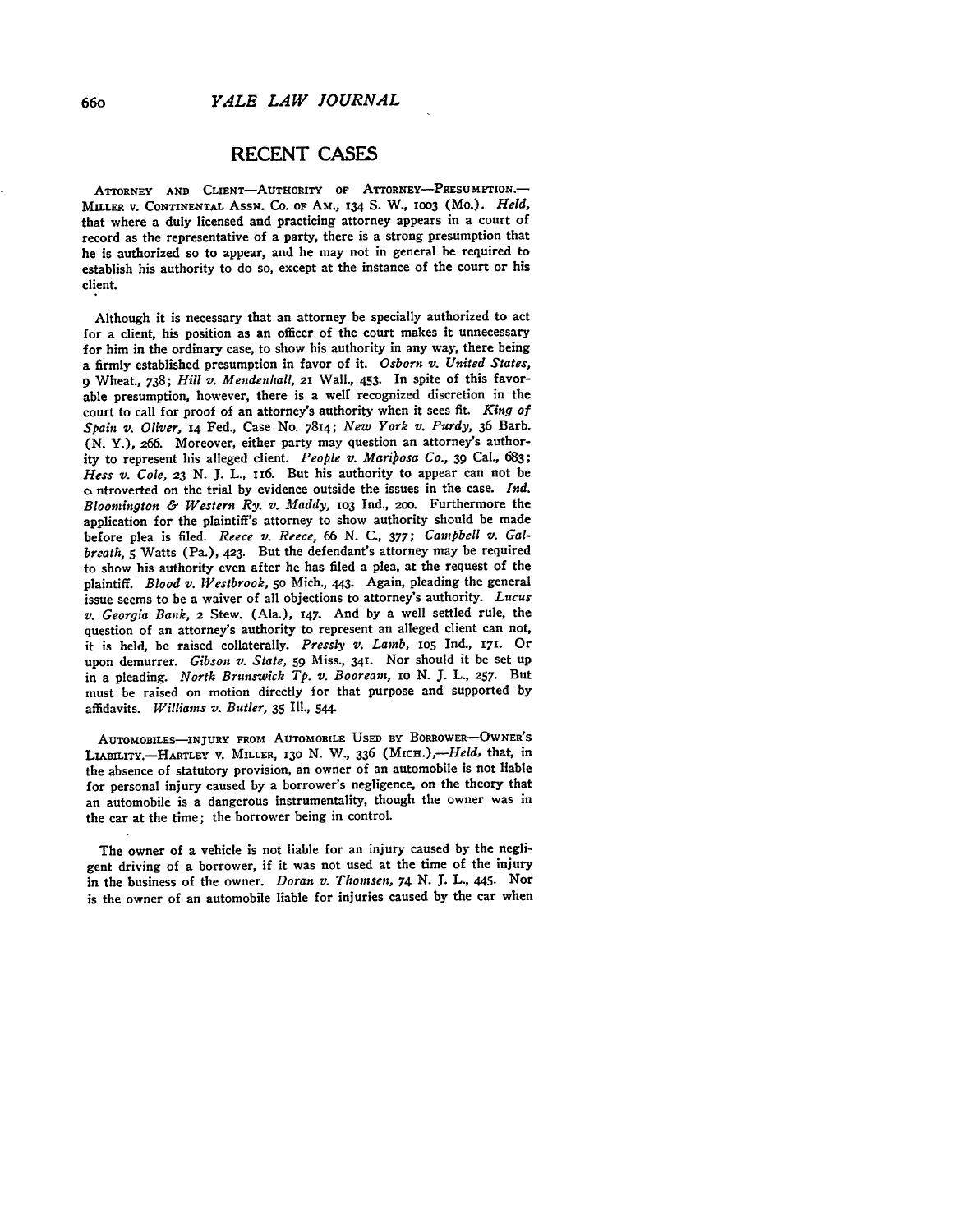## RECENT CASES

ATTORNEY AND CLIENT—AUTHORITY OF ATTORNEY—PRESUMPTION.—MILLER v. CONTINENTAL ASSN. CO. OF AM., 134 S. W., 1003 (Mo.). *Held*, that where a duly licensed and practicing attorney appears in a court of record as the representative of a party, there is a strong presumption that he is authorized so to appear, and he may not in general be required to establish his authority to do so, except at the instance of the court or his client.

Although it is necessary that an attorney be specially authorized to act for a client, his position as an officer of the court makes it unnecessary for him in the ordinary case, to show his authority in any way, there being a firmly established presumption in favor of it. *Osborn v. United States*, 9 Wheat., 738; *Hill v. Mendenhall*, 21 Wall., 453. In spite of this favorable presumption, however, there is a well recognized discretion in the court to call for proof of an attorney's authority when it sees fit. *King of Spain v. Oliver*, 14 Fed., Case No. 7814; *New York v. Purdy*, 36 Barb. (N. Y.), 266. Moreover, either party may question an attorney's authority to represent his alleged client. *People v. Mariposa Co.*, 39 Cal., 683; *Hess v. Cole*, 23 N. J. L., 116. But his authority to appear can not be controverted on the trial by evidence outside the issues in the case. *Ind. Bloomington & Western Ry. v. Maddy*, 103 Ind., 200. Furthermore the application for the plaintiff's attorney to show authority should be made before plea is filed. *Reece v. Reece*, 66 N. C., 377; *Campbell v. Galbreath*, 5 Watts (Pa.), 423. But the defendant's attorney may be required to show his authority even after he has filed a plea, at the request of the plaintiff. *Blood v. Westbrook*, 50 Mich., 443. Again, pleading the general issue seems to be a waiver of all objections to attorney's authority. *Lucus v. Georgia Bank*, 2 Stew. (Ala.), 147. And by a well settled rule, the question of an attorney's authority to represent an alleged client can not, it is held, be raised collaterally. *Pressly v. Lamb*, 105 Ind., 171. Or upon demurrer. *Gibson v. State*, 59 Miss., 341. Nor should it be set up in a pleading. *North Brunswick Tp. v. Booream*, 10 N. J. L., 257. But must be raised on motion directly for that purpose and supported by affidavits. *Williams v. Butler*, 35 Ill., 544.

AUTOMOBILES—INJURY FROM AUTOMOBILE USED BY BORROWER—OWNER'S LIABILITY.—HARTLEY v. MILLER, 130 N. W., 336 (MICH.),—*Held*, that, in the absence of statutory provision, an owner of an automobile is not liable for personal injury caused by a borrower's negligence, on the theory that an automobile is a dangerous instrumentality, though the owner was in the car at the time; the borrower being in control.

The owner of a vehicle is not liable for an injury caused by the negligent driving of a borrower, if it was not used at the time of the injury in the business of the owner. *Doran v. Thomsen*, 74 N. J. L., 445. Nor is the owner of an automobile liable for injuries caused by the car when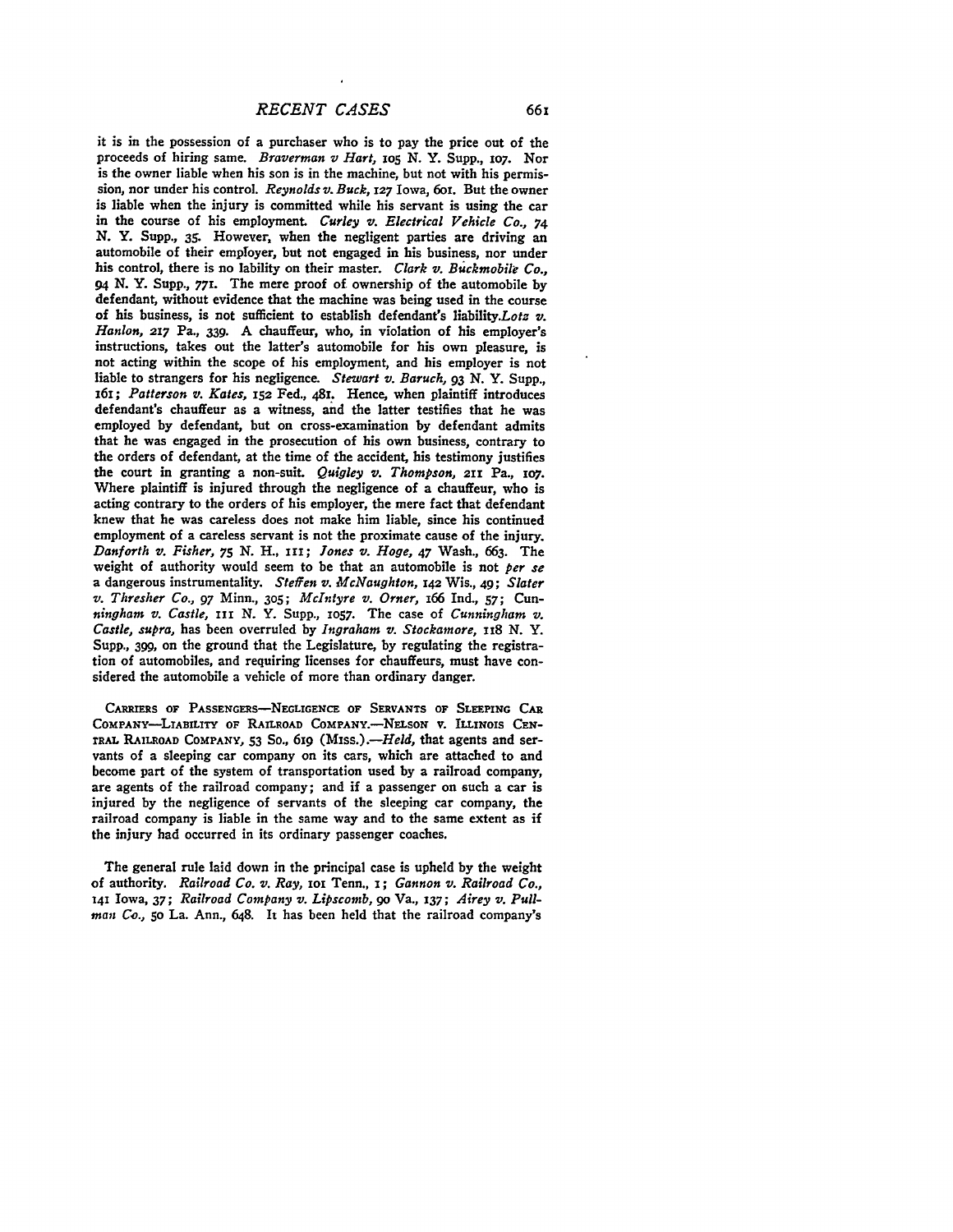it is in the possession of a purchaser who is to pay the price out of the proceeds of hiring same. *Braverman v Hart*, 105 N. Y. Supp., 107. Nor is the owner liable when his son is in the machine, but not with his permission, nor under his control. *Reynolds v. Buck*, 127 Iowa, 601. But the owner is liable when the injury is committed while his servant is using the car in the course of his employment. *Curley v. Electrical Vehicle Co.*, 74 N. Y. Supp., 35. However, when the negligent parties are driving an automobile of their employer, but not engaged in his business, nor under his control, there is no liability on their master. *Clark v. Buckmobile Co.*, 94 N. Y. Supp., 771. The mere proof of ownership of the automobile by defendant, without evidence that the machine was being used in the course of his business, is not sufficient to establish defendant's liability.*Lotz v. Hanlon*, 217 Pa., 339. A chauffeur, who, in violation of his employer's instructions, takes out the latter's automobile for his own pleasure, is not acting within the scope of his employment, and his employer is not liable to strangers for his negligence. *Stewart v. Baruch*, 93 N. Y. Supp., 161; *Patterson v. Kates*, 152 Fed., 481. Hence, when plaintiff introduces defendant's chauffeur as a witness, and the latter testifies that he was employed by defendant, but on cross-examination by defendant admits that he was engaged in the prosecution of his own business, contrary to the orders of defendant, at the time of the accident, his testimony justifies the court in granting a non-suit. *Quigley v. Thompson*, 211 Pa., 107. Where plaintiff is injured through the negligence of a chauffeur, who is acting contrary to the orders of his employer, the mere fact that defendant knew that he was careless does not make him liable, since his continued employment of a careless servant is not the proximate cause of the injury. *Danforth v. Fisher*, 75 N. H., 111; *Jones v. Hoge*, 47 Wash., 663. The weight of authority would seem to be that an automobile is not *per se* a dangerous instrumentality. *Steffen v. McNaughton*, 142 Wis., 49; *Slater v. Thresher Co.*, 97 Minn., 305; *McIntyre v. Orner*, 166 Ind., 57; *Cunningham v. Castle*, 111 N. Y. Supp., 1057. The case of *Cunningham v. Castle, supra*, has been overruled by *Ingraham v. Stockamore*, 118 N. Y. Supp., 399, on the ground that the Legislature, by regulating the registration of automobiles, and requiring licenses for chauffeurs, must have considered the automobile a vehicle of more than ordinary danger.

CARRIERS OF PASSENGERS—NEGLIGENCE OF SERVANTS OF SLEEPING CAR COMPANY—LIABILITY OF RAILROAD COMPANY.—NELSON V. ILLINOIS CENTRAL RAILROAD COMPANY, 53 So., 619 (MISS.).—*Held*, that agents and servants of a sleeping car company on its cars, which are attached to and become part of the system of transportation used by a railroad company, are agents of the railroad company; and if a passenger on such a car is injured by the negligence of servants of the sleeping car company, the railroad company is liable in the same way and to the same extent as if the injury had occurred in its ordinary passenger coaches.

The general rule laid down in the principal case is upheld by the weight of authority. *Railroad Co. v. Ray*, 101 Tenn., 1; *Gannon v. Railroad Co.*, 141 Iowa, 37; *Railroad Company v. Lipscomb*, 90 Va., 137; *Airey v. Pullman Co.*, 50 La. Ann., 648. It has been held that the railroad company's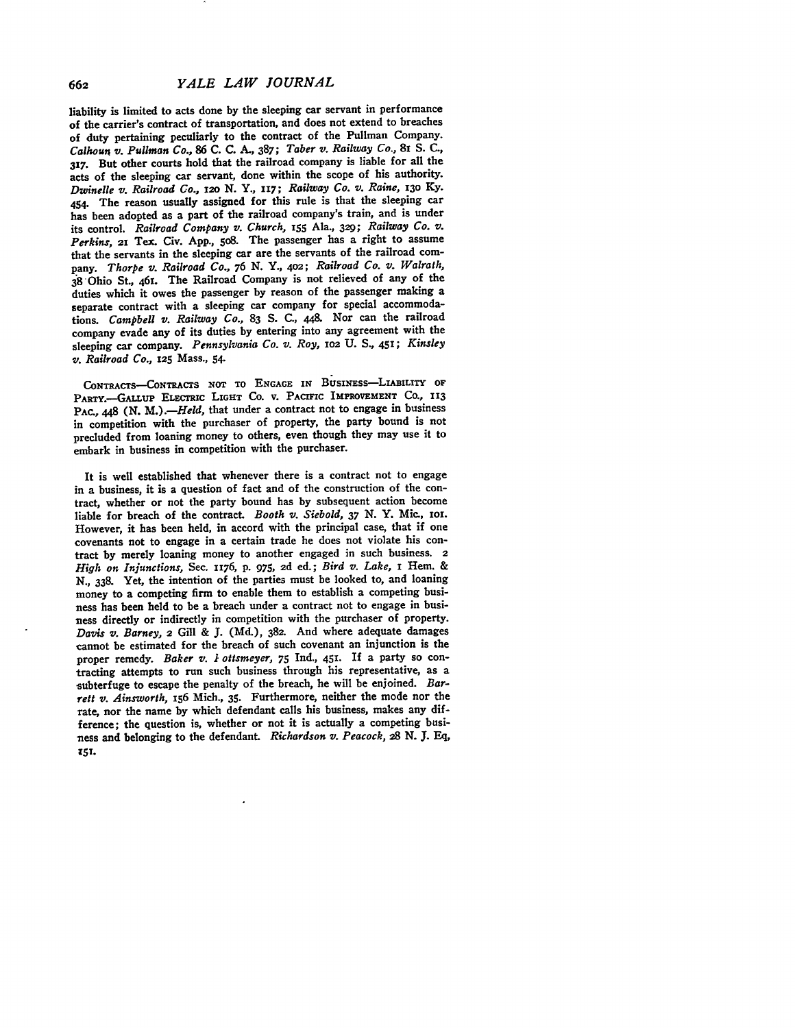liability is limited to acts done by the sleeping car servant in performance of the carrier's contract of transportation, and does not extend to breaches of duty pertaining peculiarly to the contract of the Pullman Company. *Calhoun v. Pullman Co.*, 86 C. C. A., 387; *Taber v. Railway Co.*, 81 S. C., 317. But other courts hold that the railroad company is liable for all the acts of the sleeping car servant, done within the scope of his authority. *Dwinelle v. Railroad Co.*, 120 N. Y., 117; *Railway Co. v. Raine*, 130 Ky. 454. The reason usually assigned for this rule is that the sleeping car has been adopted as a part of the railroad company's train, and is under its control. *Railroad Company v. Church*, 155 Ala., 329; *Railway Co. v. Perkins*, 21 Tex. Civ. App., 508. The passenger has a right to assume that the servants in the sleeping car are the servants of the railroad company. *Thorpe v. Railroad Co.*, 76 N. Y., 402; *Railroad Co. v. Walrath*, 38 Ohio St., 461. The Railroad Company is not relieved of any of the duties which it owes the passenger by reason of the passenger making a separate contract with a sleeping car company for special accommodations. *Campbell v. Railway Co.*, 83 S. C., 448. Nor can the railroad company evade any of its duties by entering into any agreement with the sleeping car company. *Pennsylvania Co. v. Roy*, 102 U. S., 451; *Kinsley v. Railroad Co.*, 125 Mass., 54.

CONTRACTS—CONTRACTS NOT TO ENGAGE IN BUSINESS—LIABILITY OF PARTY.—GALLUP ELECTRIC LIGHT CO. v. PACIFIC IMPROVEMENT CO., 113 PAC., 448 (N. M.).—*Held*, that under a contract not to engage in business in competition with the purchaser of property, the party bound is not precluded from loaning money to others, even though they may use it to embark in business in competition with the purchaser.

It is well established that whenever there is a contract not to engage in a business, it is a question of fact and of the construction of the contract, whether or not the party bound has by subsequent action become liable for breach of the contract. *Booth v. Siebold*, 37 N. Y. Mic., 101. However, it has been held, in accord with the principal case, that if one covenants not to engage in a certain trade he does not violate his contract by merely loaning money to another engaged in such business. 2 *High on Injunctions*, Sec. 1176, p. 975, 2d ed.; *Bird v. Lake*, 1 Hem. & N., 338. Yet, the intention of the parties must be looked to, and loaning money to a competing firm to enable them to establish a competing business has been held to be a breach under a contract not to engage in business directly or indirectly in competition with the purchaser of property. *Davis v. Barney*, 2 Gill & J. (Md.), 382. And where adequate damages cannot be estimated for the breach of such covenant an injunction is the proper remedy. *Baker v. Hottsmeyer*, 75 Ind., 451. If a party so contracting attempts to run such business through his representative, as a subterfuge to escape the penalty of the breach, he will be enjoined. *Barrett v. Ainsworth*, 156 Mich., 35. Furthermore, neither the mode nor the rate, nor the name by which defendant calls his business, makes any difference; the question is, whether or not it is actually a competing business and belonging to the defendant. *Richardson v. Peacock*, 28 N. J. Eq, 151.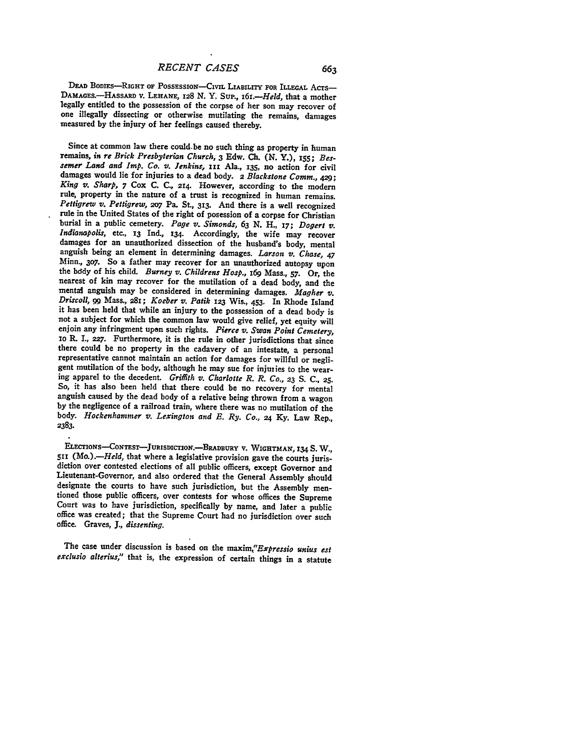DEAD BODIES—RIGHT OF POSSESSION—CIVIL LIABILITY FOR ILLEGAL ACTS—DAMAGES.—HASSARD v. LEHANE, 128 N. Y. SUP., 161.—*Held*, that a mother legally entitled to the possession of the corpse of her son may recover of one illegally dissecting or otherwise mutilating the remains, damages measured by the injury of her feelings caused thereby.

Since at common law there could be no such thing as property in human remains, *in re Brick Presbyterian Church*, 3 Edw. Ch. (N. Y.), 155; *Bessemer Land and Imp. Co. v. Jenkins*, 111 Ala., 135, no action for civil damages would lie for injuries to a dead body. *2 Blackstone Comm.*, 429; *King v. Sharp*, 7 Cox C. C., 214. However, according to the modern rule, property in the nature of a trust is recognized in human remains. *Pettigrew v. Pettigrew*, 207 Pa. St., 313. And there is a well recognized rule in the United States of the right of posession of a corpse for Christian burial in a public cemetery. *Page v. Simonds*, 63 N. H., 17; *Dogert v. Indianapolis*, etc., 13 Ind., 134. Accordingly, the wife may recover damages for an unauthorized dissection of the husband's body, mental anguish being an element in determining damages. *Larson v. Chase*, 47 Minn., 307. So a father may recover for an unauthorized autopsy upon the body of his child. *Burney v. Childrens Hosp.*, 169 Mass., 57. Or, the nearest of kin may recover for the mutilation of a dead body, and the mental anguish may be considered in determining damages. *Magher v. Driscoll*, 99 Mass., 281; *Koeber v. Patik* 123 Wis., 453. In Rhode Island it has been held that while an injury to the possession of a dead body is not a subject for which the common law would give relief, yet equity will enjoin any infringment upon such rights. *Pierce v. Swan Point Cemetery*, 10 R. I., 227. Furthermore, it is the rule in other jurisdictions that since there could be no property in the cadavery of an intestate, a personal representative cannot maintain an action for damages for willful or negligent mutilation of the body, although he may sue for injuries to the wearing apparel to the decedent. *Griffith v. Charlotte R. R. Co.*, 23 S. C., 25. So, it has also been held that there could be no recovery for mental anguish caused by the dead body of a relative being thrown from a wagon by the negligence of a railroad train, where there was no mutilation of the body. *Hockenhammer v. Lexington and E. Ry. Co.*, 24 Ky. Law Rep., 2383.

ELECTIONS—CONTEST—JURISDICTION.—BRADBURY v. WIGHTMAN, 134 S. W., 511 (Mo.).—*Held*, that where a legislative provision gave the courts jurisdiction over contested elections of all public officers, except Governor and Lieutenant-Governor, and also ordered that the General Assembly should designate the courts to have such jurisdiction, but the Assembly mentioned those public officers, over contests for whose offices the Supreme Court was to have jurisdiction, specifically by name, and later a public office was created; that the Supreme Court had no jurisdiction over such office. Graves, J., *dissenting*.

The case under discussion is based on the maxim,"*Expressio unius est exclusio alterius*," that is, the expression of certain things in a statute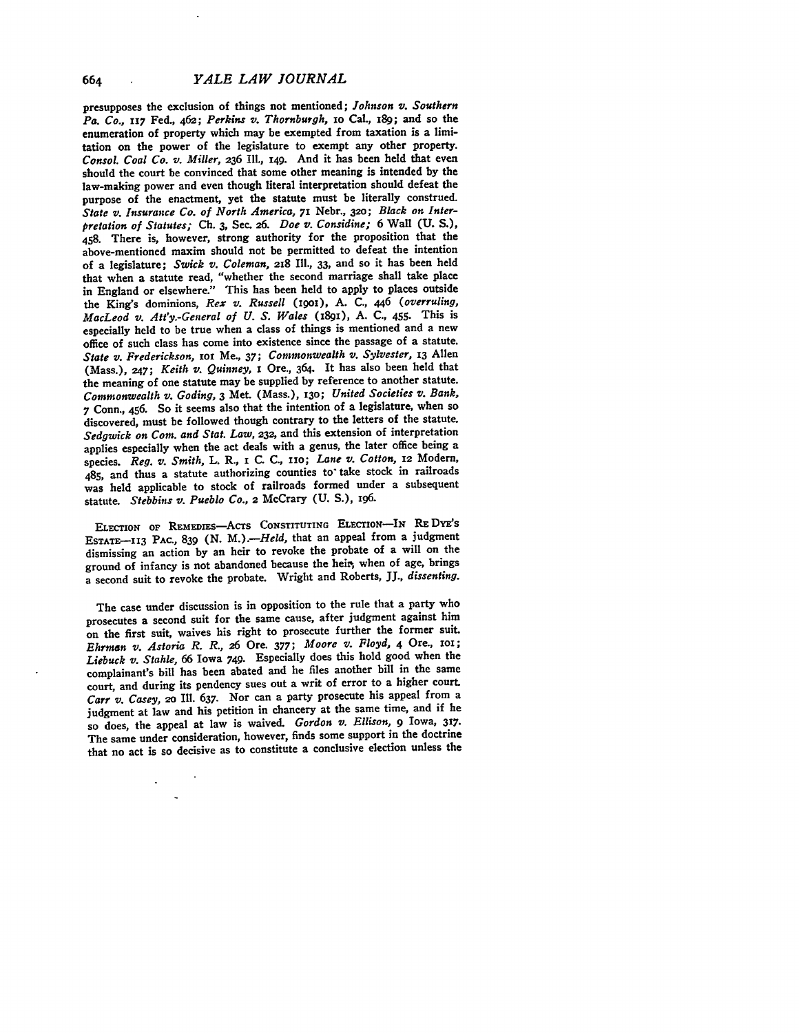presupposes the exclusion of things not mentioned; *Johnson v. Southern Pa. Co.*, 117 Fed., 462; *Perkins v. Thornburgh*, 10 Cal., 189; and so the enumeration of property which may be exempted from taxation is a limitation on the power of the legislature to exempt any other property. *Consol. Coal Co. v. Miller*, 236 Ill., 149. And it has been held that even should the court be convinced that some other meaning is intended by the law-making power and even though literal interpretation should defeat the purpose of the enactment, yet the statute must be literally construed. *State v. Insurance Co. of North America*, 71 Nebr., 320; *Black on Interpretation of Statutes;* Ch. 3, Sec. 26. *Doe v. Considine;* 6 Wall (U. S.), 458. There is, however, strong authority for the proposition that the above-mentioned maxim should not be permitted to defeat the intention of a legislature; *Swick v. Coleman*, 218 Ill., 33, and so it has been held that when a statute read, "whether the second marriage shall take place in England or elsewhere." This has been held to apply to places outside the King's dominions, *Rex v. Russell* (1901), A. C., 446 (*overruling, MacLeod v. Att'y.-General of U. S. Wales* (1891), A. C., 455. This is especially held to be true when a class of things is mentioned and a new office of such class has come into existence since the passage of a statute. *State v. Frederickson*, 101 Me., 37; *Commonwealth v. Sylvester*, 13 Allen (Mass.), 247; *Keith v. Quinney*, 1 Ore., 364. It has also been held that the meaning of one statute may be supplied by reference to another statute. *Commonwealth v. Goding*, 3 Met. (Mass.), 130; *United Societies v. Bank*, 7 Conn., 456. So it seems also that the intention of a legislature, when so discovered, must be followed though contrary to the letters of the statute. *Sedgwick on Com. and Stat. Law*, 232, and this extension of interpretation applies especially when the act deals with a genus, the later office being a species. *Reg. v. Smith*, L. R., 1 C. C., 110; *Lane v. Cotton*, 12 Modern, 485, and thus a statute authorizing counties to take stock in railroads was held applicable to stock of railroads formed under a subsequent statute. *Stebbins v. Pueblo Co.*, 2 McCrary (U. S.), 196.

ELECTION OF REMEDIES—ACTS CONSTITUTING ELECTION—IN RE DYE'S ESTATE—113 PAC., 839 (N. M.).—*Held*, that an appeal from a judgment dismissing an action by an heir to revoke the probate of a will on the ground of infancy is not abandoned because the heir, when of age, brings a second suit to revoke the probate. Wright and Roberts, JJ., *dissenting*.

The case under discussion is in opposition to the rule that a party who prosecutes a second suit for the same cause, after judgment against him on the first suit, waives his right to prosecute further the former suit. *Ehrman v. Astoria R. R.*, 26 Ore. 377; *Moore v. Floyd*, 4 Ore., 101; *Liebuck v. Stahle*, 66 Iowa 749. Especially does this hold good when the complainant's bill has been abated and he files another bill in the same court, and during its pendency sues out a writ of error to a higher court. *Carr v. Casey*, 20 Ill. 637. Nor can a party prosecute his appeal from a judgment at law and his petition in chancery at the same time, and if he so does, the appeal at law is waived. *Gordon v. Ellison*, 9 Iowa, 317. The same under consideration, however, finds some support in the doctrine that no act is so decisive as to constitute a conclusive election unless the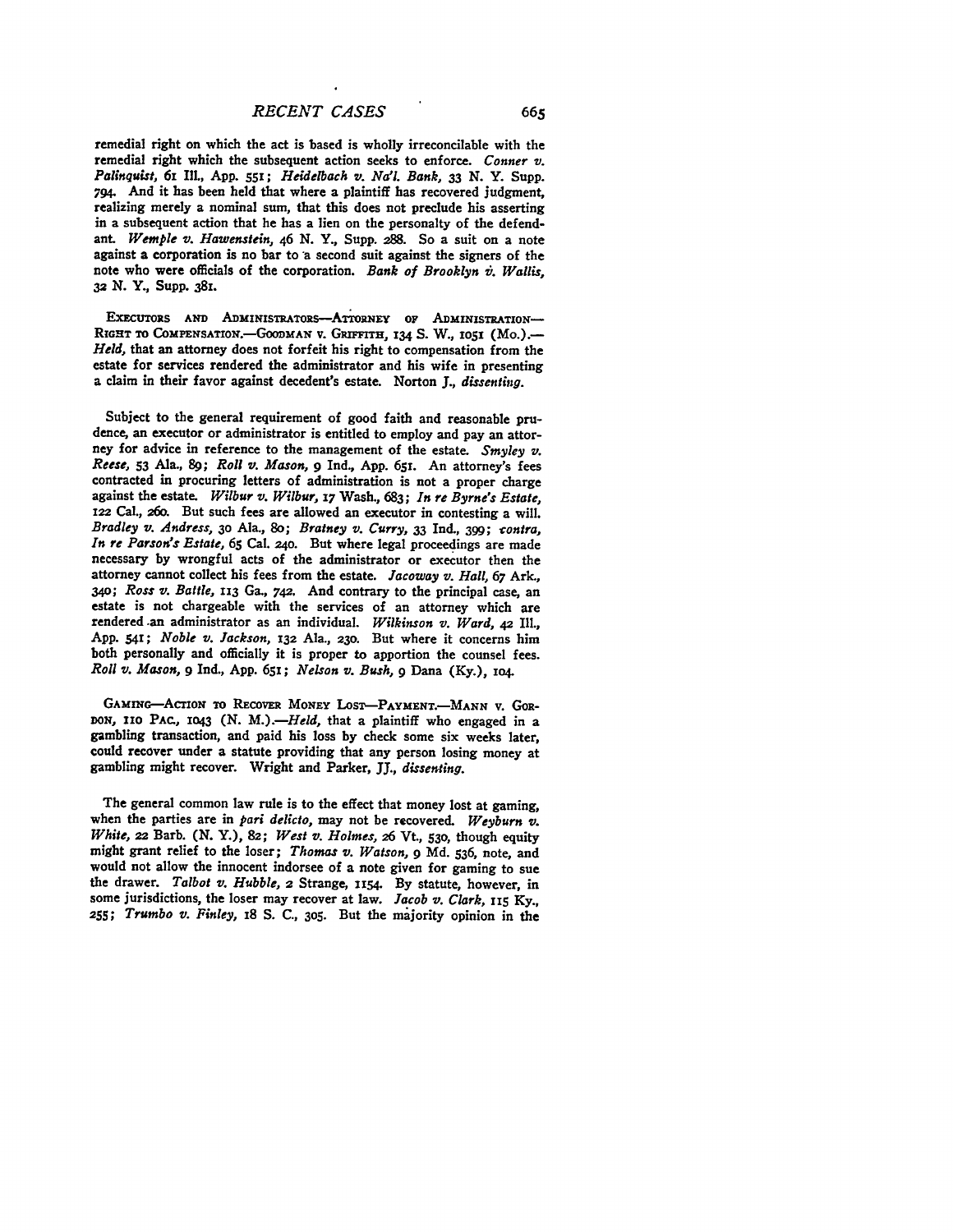remedial right on which the act is based is wholly irreconcilable with the remedial right which the subsequent action seeks to enforce. *Conner v. Palinquist*, 61 Ill., App. 551; *Heidelbach v. Na'l. Bank*, 33 N. Y. Supp. 794. And it has been held that where a plaintiff has recovered judgment, realizing merely a nominal sum, that this does not preclude his asserting in a subsequent action that he has a lien on the personalty of the defendant. *Wemple v. Hawenstein*, 46 N. Y., Supp. 288. So a suit on a note against a corporation is no bar to a second suit against the signers of the note who were officials of the corporation. *Bank of Brooklyn v. Wallis*, 32 N. Y., Supp. 381.

EXECUTORS AND ADMINISTRATORS—ATTORNEY OF ADMINISTRATION—RIGHT TO COMPENSATION.—GOODMAN v. GRIFFITH, 134 S. W., 1051 (Mo.).—*Held*, that an attorney does not forfeit his right to compensation from the estate for services rendered the administrator and his wife in presenting a claim in their favor against decedent's estate. Norton J., *dissenting*.

Subject to the general requirement of good faith and reasonable prudence, an executor or administrator is entitled to employ and pay an attorney for advice in reference to the management of the estate. *Smyley v. Reese*, 53 Ala., 89; *Roll v. Mason*, 9 Ind., App. 651. An attorney's fees contracted in procuring letters of administration is not a proper charge against the estate. *Wilbur v. Wilbur*, 17 Wash., 683; *In re Byrne's Estate*, 122 Cal., 260. But such fees are allowed an executor in contesting a will. *Bradley v. Andress*, 30 Ala., 80; *Bratney v. Curry*, 33 Ind., 399; *contra, In re Parson's Estate*, 65 Cal. 240. But where legal proceedings are made necessary by wrongful acts of the administrator or executor then the attorney cannot collect his fees from the estate. *Jacoway v. Hall*, 67 Ark., 340; *Ross v. Battle*, 113 Ga., 742. And contrary to the principal case, an estate is not chargeable with the services of an attorney which are rendered an administrator as an individual. *Wilkinson v. Ward*, 42 Ill., App. 541; *Noble v. Jackson*, 132 Ala., 230. But where it concerns him both personally and officially it is proper to apportion the counsel fees. *Roll v. Mason*, 9 Ind., App. 651; *Nelson v. Bush*, 9 Dana (Ky.), 104.

GAMING—ACTION TO RECOVER MONEY LOST—PAYMENT.—MANN v. GORDON, 110 PAC., 1043 (N. M.).—*Held*, that a plaintiff who engaged in a gambling transaction, and paid his loss by check some six weeks later, could recover under a statute providing that any person losing money at gambling might recover. Wright and Parker, JJ., *dissenting*.

The general common law rule is to the effect that money lost at gaming, when the parties are in *pari delicto*, may not be recovered. *Weyburn v. White*, 22 Barb. (N. Y.), 82; *West v. Holmes*, 26 Vt., 530, though equity might grant relief to the loser; *Thomas v. Watson*, 9 Md. 536, note, and would not allow the innocent indorsee of a note given for gaming to sue the drawer. *Talbot v. Hubble*, 2 Strange, 1154. By statute, however, in some jurisdictions, the loser may recover at law. *Jacob v. Clark*, 115 Ky., 255; *Trumbo v. Finley*, 18 S. C., 305. But the majority opinion in the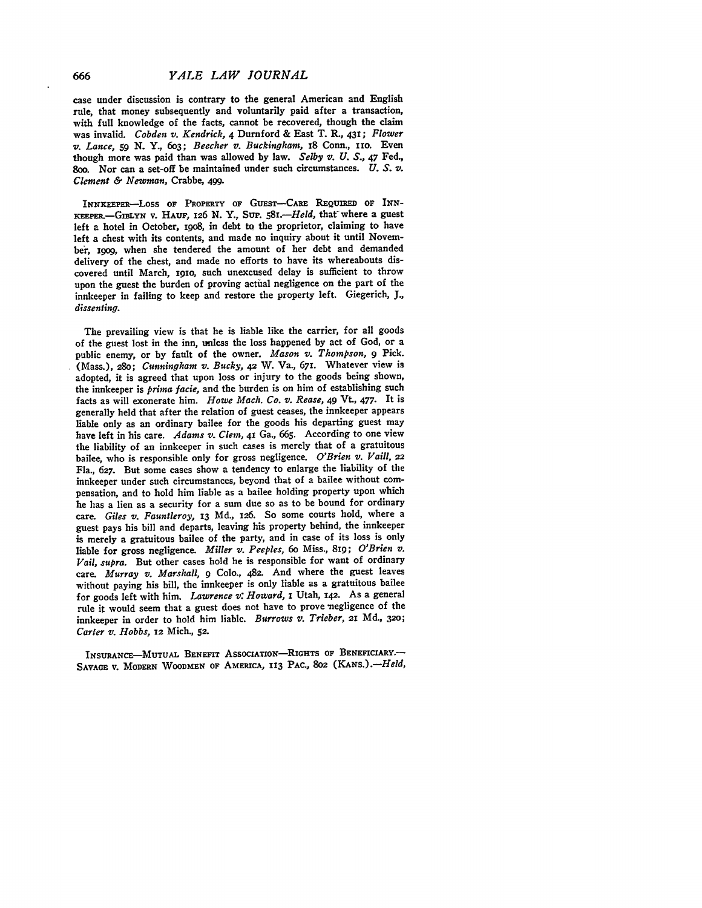case under discussion is contrary to the general American and English rule, that money subsequently and voluntarily paid after a transaction, with full knowledge of the facts, cannot be recovered, though the claim was invalid. *Cobden v. Kendrick*, 4 Durnford & East T. R., 431; *Flower v. Lance*, 59 N. Y., 603; *Beecher v. Buckingham*, 18 Conn., 110. Even though more was paid than was allowed by law. *Selby v. U. S.*, 47 Fed., 800. Nor can a set-off be maintained under such circumstances. *U. S. v. Clement & Newman*, Crabbe, 499.

INNKEEPER—LOSS OF PROPERTY OF GUEST—CARE REQUIRED OF INNKEEPER.—GIBLYN v. HAUF, 126 N. Y., SUP. 581.—*Held*, that where a guest left a hotel in October, 1908, in debt to the proprietor, claiming to have left a chest with its contents, and made no inquiry about it until November, 1909, when she tendered the amount of her debt and demanded delivery of the chest, and made no efforts to have its whereabouts discovered until March, 1910, such unexcused delay is sufficient to throw upon the guest the burden of proving actual negligence on the part of the innkeeper in failing to keep and restore the property left. Giegerich, J., *dissenting*.

The prevailing view is that he is liable like the carrier, for all goods of the guest lost in the inn, unless the loss happened by act of God, or a public enemy, or by fault of the owner. *Mason v. Thompson*, 9 Pick. (Mass.), 280; *Cunningham v. Bucky*, 42 W. Va., 671. Whatever view is adopted, it is agreed that upon loss or injury to the goods being shown, the innkeeper is *prima facie*, and the burden is on him of establishing such facts as will exonerate him. *Howe Mach. Co. v. Rease*, 49 Vt., 477. It is generally held that after the relation of guest ceases, the innkeeper appears liable only as an ordinary bailee for the goods his departing guest may have left in his care. *Adams v. Clem*, 41 Ga., 665. According to one view the liability of an innkeeper in such cases is merely that of a gratuitous bailee, who is responsible only for gross negligence. *O'Brien v. Vaill*, 22 Fla., 627. But some cases show a tendency to enlarge the liability of the innkeeper under such circumstances, beyond that of a bailee without compensation, and to hold him liable as a bailee holding property upon which he has a lien as a security for a sum due so as to be bound for ordinary care. *Giles v. Fauntleroy*, 13 Md., 126. So some courts hold, where a guest pays his bill and departs, leaving his property behind, the innkeeper is merely a gratuitous bailee of the party, and in case of its loss is only liable for gross negligence. *Miller v. Peeples*, 60 Miss., 819; *O'Brien v. Vail, supra*. But other cases hold he is responsible for want of ordinary care. *Murray v. Marshall*, 9 Colo., 482. And where the guest leaves without paying his bill, the innkeeper is only liable as a gratuitous bailee for goods left with him. *Lawrence v. Howard*, 1 Utah, 142. As a general rule it would seem that a guest does not have to prove negligence of the innkeeper in order to hold him liable. *Burrows v. Trieber*, 21 Md., 320; *Carter v. Hobbs*, 12 Mich., 52.

INSURANCE—MUTUAL BENEFIT ASSOCIATION—RIGHTS OF BENEFICIARY.—SAVAGE v. MODERN WOODMEN OF AMERICA, 113 PAC., 802 (KANS.).—*Held*,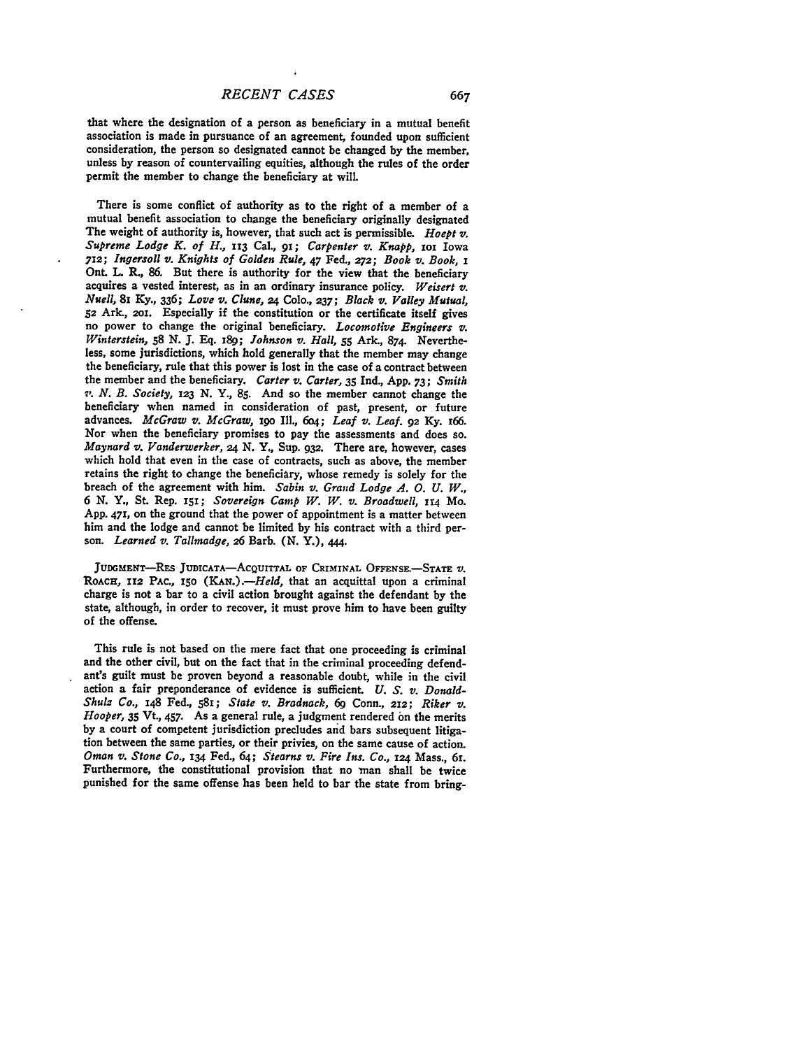that where the designation of a person as beneficiary in a mutual benefit association is made in pursuance of an agreement, founded upon sufficient consideration, the person so designated cannot be changed by the member, unless by reason of countervailing equities, although the rules of the order permit the member to change the beneficiary at will.

There is some conflict of authority as to the right of a member of a mutual benefit association to change the beneficiary originally designated The weight of authority is, however, that such act is permissible. *Hoept v. Supreme Lodge K. of H.*, 113 Cal., 91; *Carpenter v. Knapp*, 101 Iowa 712; *Ingersoll v. Knights of Golden Rule*, 47 Fed., 272; *Book v. Book*, 1 Ont. L. R., 86. But there is authority for the view that the beneficiary acquires a vested interest, as in an ordinary insurance policy. *Weisert v. Nuell*, 81 Ky., 336; *Love v. Clune*, 24 Colo., 237; *Black v. Valley Mutual*, 52 Ark., 201. Especially if the constitution or the certificate itself gives no power to change the original beneficiary. *Locomotive Engineers v. Winterstein*, 58 N. J. Eq. 189; *Johnson v. Hall*, 55 Ark., 874. Nevertheless, some jurisdictions, which hold generally that the member may change the beneficiary, rule that this power is lost in the case of a contract between the member and the beneficiary. *Carter v. Carter*, 35 Ind., App. 73; *Smith v. N. B. Society*, 123 N. Y., 85. And so the member cannot change the beneficiary when named in consideration of past, present, or future advances. *McGraw v. McGraw*, 190 Ill., 604; *Leaf v. Leaf*. 92 Ky. 166. Nor when the beneficiary promises to pay the assessments and does so. *Maynard v. Vanderwerker*, 24 N. Y., Sup. 932. There are, however, cases which hold that even in the case of contracts, such as above, the member retains the right to change the beneficiary, whose remedy is solely for the breach of the agreement with him. *Sabin v. Grand Lodge A. O. U. W.*, 6 N. Y., St. Rep. 151; *Sovereign Camp W. W. v. Broadwell*, 114 Mo. App. 471, on the ground that the power of appointment is a matter between him and the lodge and cannot be limited by his contract with a third person. *Learned v. Tallmadge*, 26 Barb. (N. Y.), 444.

JUDGMENT—RES JUDICATA—ACQUITTAL OF CRIMINAL OFFENSE.—STATE *v.* ROACH, 112 PAC., 150 (KAN.).—*Held*, that an acquittal upon a criminal charge is not a bar to a civil action brought against the defendant by the state, although, in order to recover, it must prove him to have been guilty of the offense.

This rule is not based on the mere fact that one proceeding is criminal and the other civil, but on the fact that in the criminal proceeding defendant's guilt must be proven beyond a reasonable doubt, while in the civil action a fair preponderance of evidence is sufficient. *U. S. v. Donald-Shulz Co.*, 148 Fed., 581; *State v. Bradnack*, 69 Conn., 212; *Riker v. Hooper*, 35 Vt., 457. As a general rule, a judgment rendered on the merits by a court of competent jurisdiction precludes and bars subsequent litigation between the same parties, or their privies, on the same cause of action. *Oman v. Stone Co.*, 134 Fed., 64; *Stearns v. Fire Ins. Co.*, 124 Mass., 61. Furthermore, the constitutional provision that no man shall be twice punished for the same offense has been held to bar the state from bring-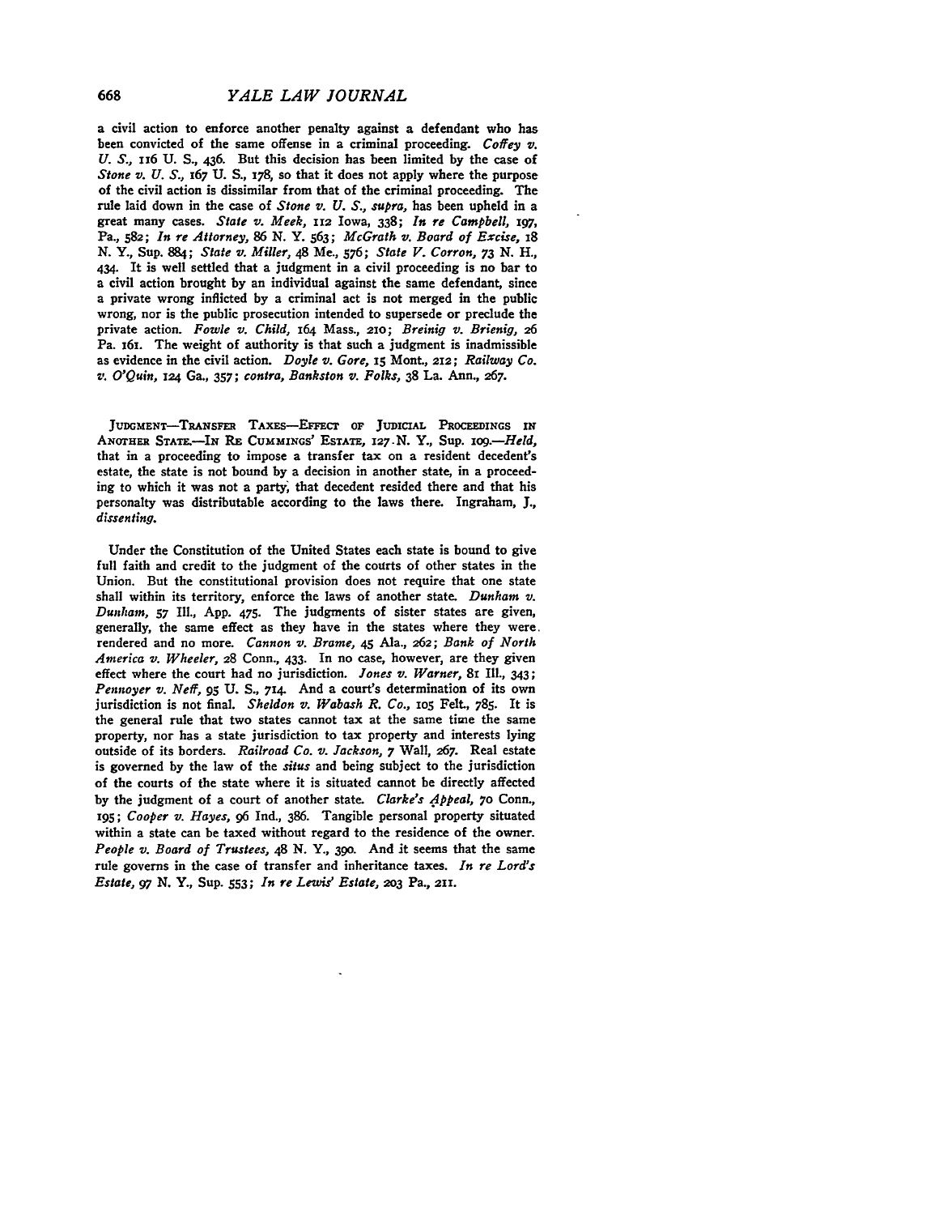a civil action to enforce another penalty against a defendant who has been convicted of the same offense in a criminal proceeding. *Coffey v. U. S.*, 116 U. S., 436. But this decision has been limited by the case of *Stone v. U. S.*, 167 U. S., 178, so that it does not apply where the purpose of the civil action is dissimilar from that of the criminal proceeding. The rule laid down in the case of *Stone v. U. S., supra*, has been upheld in a great many cases. *State v. Meek*, 112 Iowa, 338; *In re Campbell*, 197, Pa., 582; *In re Attorney*, 86 N. Y. 563; *McGrath v. Board of Excise*, 18 N. Y., Sup. 884; *State v. Miller*, 48 Me., 576; *State V. Corron*, 73 N. H., 434. It is well settled that a judgment in a civil proceeding is no bar to a civil action brought by an individual against the same defendant, since a private wrong inflicted by a criminal act is not merged in the public wrong, nor is the public prosecution intended to supersede or preclude the private action. *Fowle v. Child*, 164 Mass., 210; *Breinig v. Brienig*, 26 Pa. 161. The weight of authority is that such a judgment is inadmissible as evidence in the civil action. *Doyle v. Gore*, 15 Mont., 212; *Railway Co. v. O'Quin*, 124 Ga., 357; *contra, Bankston v. Folks*, 38 La. Ann., 267.

JUDGMENT—TRANSFER TAXES—EFFECT OF JUDICIAL PROCEEDINGS IN ANOTHER STATE.—IN RE CUMMINGS' ESTATE, 127 N. Y., Sup. 109.—*Held*, that in a proceeding to impose a transfer tax on a resident decedent's estate, the state is not bound by a decision in another state, in a proceeding to which it was not a party, that decedent resided there and that his personalty was distributable according to the laws there. Ingraham, J., *dissenting*.

Under the Constitution of the United States each state is bound to give full faith and credit to the judgment of the courts of other states in the Union. But the constitutional provision does not require that one state shall within its territory, enforce the laws of another state. *Dunham v. Dunham*, 57 Ill., App. 475. The judgments of sister states are given, generally, the same effect as they have in the states where they were rendered and no more. *Cannon v. Brame*, 45 Ala., 262; *Bank of North America v. Wheeler*, 28 Conn., 433. In no case, however, are they given effect where the court had no jurisdiction. *Jones v. Warner*, 81 Ill., 343; *Pennoyer v. Neff*, 95 U. S., 714. And a court's determination of its own jurisdiction is not final. *Sheldon v. Wabash R. Co.*, 105 Felt., 785. It is the general rule that two states cannot tax at the same time the same property, nor has a state jurisdiction to tax property and interests lying outside of its borders. *Railroad Co. v. Jackson*, 7 Wall, 267. Real estate is governed by the law of the *situs* and being subject to the jurisdiction of the courts of the state where it is situated cannot be directly affected by the judgment of a court of another state. *Clarke's Appeal*, 70 Conn., 195; *Cooper v. Hayes*, 96 Ind., 386. Tangible personal property situated within a state can be taxed without regard to the residence of the owner. *People v. Board of Trustees*, 48 N. Y., 390. And it seems that the same rule governs in the case of transfer and inheritance taxes. *In re Lord's Estate*, 97 N. Y., Sup. 553; *In re Lewis' Estate*, 203 Pa., 211.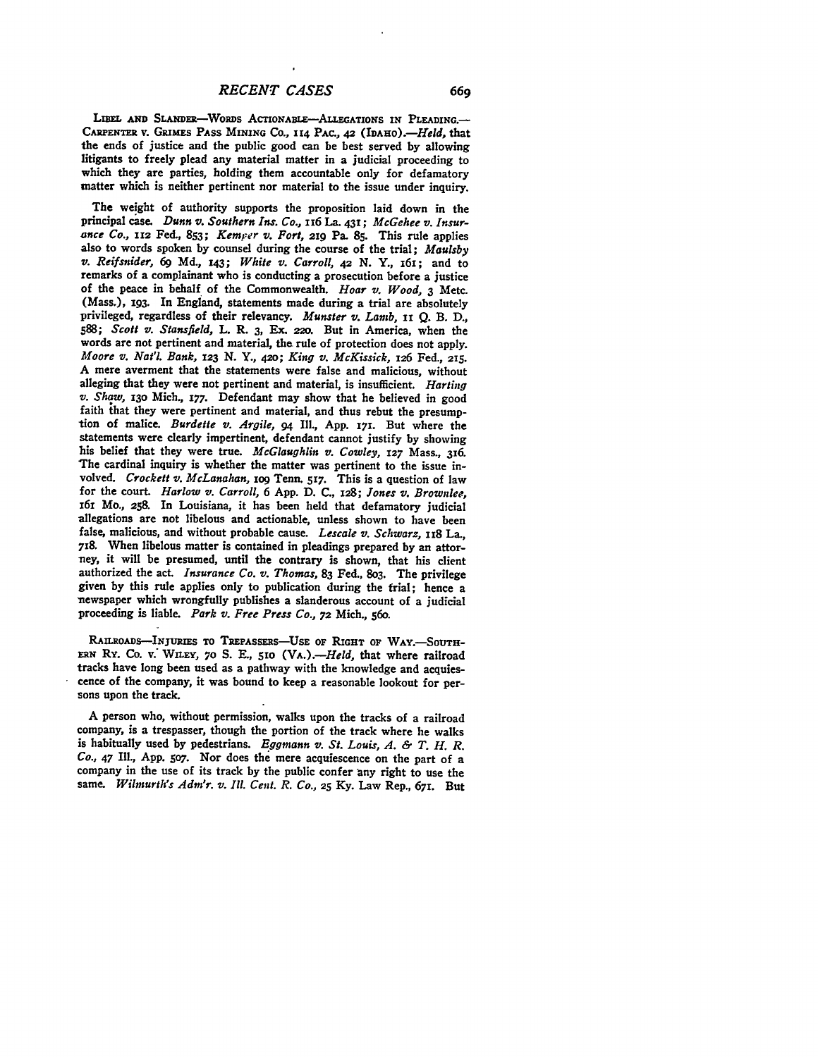LIBEL AND SLANDER—WORDS ACTIONABLE—ALLEGATIONS IN PLEADING.—CARPENTER v. GRIMES PASS MINING CO., 114 PAC., 42 (IDAHO).—*Held*, that the ends of justice and the public good can be best served by allowing litigants to freely plead any material matter in a judicial proceeding to which they are parties, holding them accountable only for defamatory matter which is neither pertinent nor material to the issue under inquiry.

The weight of authority supports the proposition laid down in the principal case. *Dunn v. Southern Ins. Co.*, 116 La. 431; *McGehee v. Insurance Co.*, 112 Fed., 853; *Kemper v. Fort*, 219 Pa. 85. This rule applies also to words spoken by counsel during the course of the trial; *Maulsby v. Reifsnider*, 69 Md., 143; *White v. Carroll*, 42 N. Y., 161; and to remarks of a complainant who is conducting a prosecution before a justice of the peace in behalf of the Commonwealth. *Hoar v. Wood*, 3 Metc. (Mass.), 193. In England, statements made during a trial are absolutely privileged, regardless of their relevancy. *Munster v. Lamb*, 11 Q. B. D., 588; *Scott v. Stansfield*, L. R. 3, Ex. 220. But in America, when the words are not pertinent and material, the rule of protection does not apply. *Moore v. Nat'l. Bank*, 123 N. Y., 420; *King v. McKissick*, 126 Fed., 215. A mere averment that the statements were false and malicious, without alleging that they were not pertinent and material, is insufficient. *Harting v. Shaw*, 130 Mich., 177. Defendant may show that he believed in good faith that they were pertinent and material, and thus rebut the presumption of malice. *Burdette v. Argile*, 94 Ill., App. 171. But where the statements were clearly impertinent, defendant cannot justify by showing his belief that they were true. *McGlaughlin v. Cowley*, 127 Mass., 316. The cardinal inquiry is whether the matter was pertinent to the issue involved. *Crockett v. McLanahan*, 109 Tenn. 517. This is a question of law for the court. *Harlow v. Carroll*, 6 App. D. C., 128; *Jones v. Brownlee*, 161 Mo., 258. In Louisiana, it has been held that defamatory judicial allegations are not libelous and actionable, unless shown to have been false, malicious, and without probable cause. *Lescale v. Schwarz*, 118 La., 718. When libelous matter is contained in pleadings prepared by an attorney, it will be presumed, until the contrary is shown, that his client authorized the act. *Insurance Co. v. Thomas*, 83 Fed., 803. The privilege given by this rule applies only to publication during the trial; hence a newspaper which wrongfully publishes a slanderous account of a judicial proceeding is liable. *Park v. Free Press Co.*, 72 Mich., 560.

RAILROADS—INJURIES TO TRESPASSERS—USE OF RIGHT OF WAY.—SOUTHERN RY. CO. v. WILEY, 70 S. E., 510 (VA.).—*Held*, that where railroad tracks have long been used as a pathway with the knowledge and acquiescence of the company, it was bound to keep a reasonable lookout for persons upon the track.

A person who, without permission, walks upon the tracks of a railroad company, is a trespasser, though the portion of the track where he walks is habitually used by pedestrians. *Eggmann v. St. Louis, A. & T. H. R. Co.*, 47 Ill., App. 507. Nor does the mere acquiescence on the part of a company in the use of its track by the public confer any right to use the same. *Wilmurth's Adm'r. v. Ill. Cent. R. Co.*, 25 Ky. Law Rep., 671. But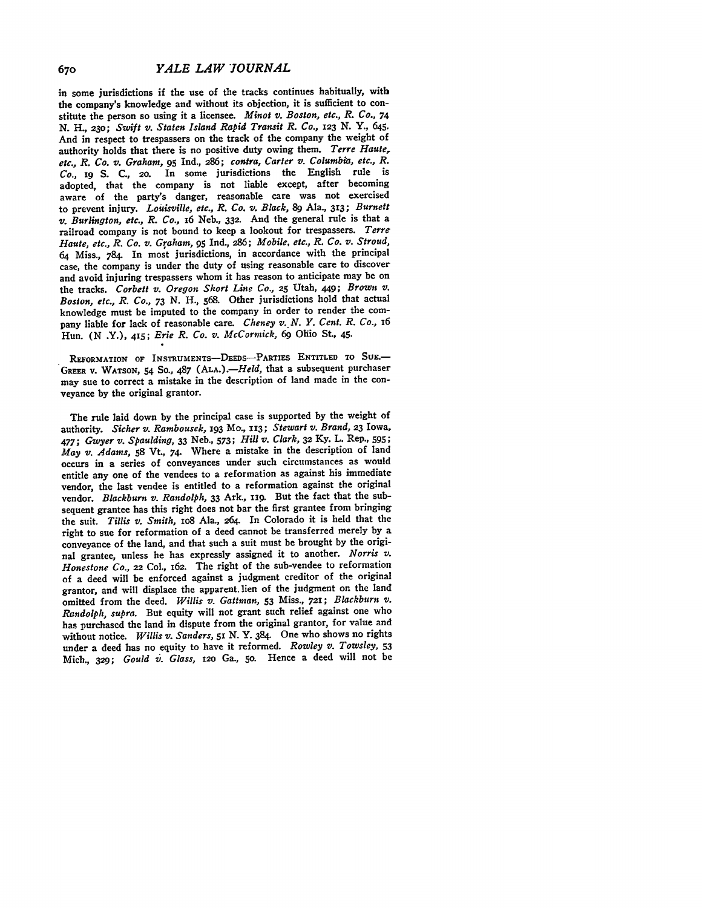in some jurisdictions if the use of the tracks continues habitually, with the company's knowledge and without its objection, it is sufficient to constitute the person so using it a licensee. *Minot v. Boston, etc., R. Co.*, 74 N. H., 230; *Swift v. Staten Island Rapid Transit R. Co.*, 123 N. Y., 645. And in respect to trespassers on the track of the company the weight of authority holds that there is no positive duty owing them. *Terre Haute, etc., R. Co. v. Graham*, 95 Ind., 286; *contra, Carter v. Columbia, etc., R. Co.*, 19 S. C., 20. In some jurisdictions the English rule is adopted, that the company is not liable except, after becoming aware of the party's danger, reasonable care was not exercised to prevent injury. *Louisville, etc., R. Co. v. Black*, 89 Ala., 313; *Burnett v. Burlington, etc., R. Co.*, 16 Neb., 332. And the general rule is that a railroad company is not bound to keep a lookout for trespassers. *Terre Haute, etc., R. Co. v. Graham*, 95 Ind., 286; *Mobile, etc., R. Co. v. Stroud*, 64 Miss., 784. In most jurisdictions, in accordance with the principal case, the company is under the duty of using reasonable care to discover and avoid injuring trespassers whom it has reason to anticipate may be on the tracks. *Corbett v. Oregon Short Line Co.*, 25 Utah, 449; *Brown v. Boston, etc., R. Co.*, 73 N. H., 568. Other jurisdictions hold that actual knowledge must be imputed to the company in order to render the company liable for lack of reasonable care. *Cheney v. N. Y. Cent. R. Co.*, 16 Hun. (N .Y.), 415; *Erie R. Co. v. McCormick*, 69 Ohio St., 45.

REFORMATION OF INSTRUMENTS—DEEDS—PARTIES ENTITLED TO SUE.—GREER v. WATSON, 54 So., 487 (ALA.).—*Held*, that a subsequent purchaser may sue to correct a mistake in the description of land made in the conveyance by the original grantor.

The rule laid down by the principal case is supported by the weight of authority. *Sicher v. Rambousek*, 193 Mo., 113; *Stewart v. Brand*, 23 Iowa, 477; *Gwyer v. Spaulding*, 33 Neb., 573; *Hill v. Clark*, 32 Ky. L. Rep., 595; *May v. Adams*, 58 Vt., 74. Where a mistake in the description of land occurs in a series of conveyances under such circumstances as would entitle any one of the vendees to a reformation as against his immediate vendor, the last vendee is entitled to a reformation against the original vendor. *Blackburn v. Randolph*, 33 Ark., 119. But the fact that the subsequent grantee has this right does not bar the first grantee from bringing the suit. *Tillis v. Smith*, 108 Ala., 264. In Colorado it is held that the right to sue for reformation of a deed cannot be transferred merely by a conveyance of the land, and that such a suit must be brought by the original grantee, unless he has expressly assigned it to another. *Norris v. Honestone Co.*, 22 Col., 162. The right of the sub-vendee to reformation of a deed will be enforced against a judgment creditor of the original grantor, and will displace the apparent lien of the judgment on the land omitted from the deed. *Willis v. Gattman*, 53 Miss., 721; *Blackburn v. Randolph, supra*. But equity will not grant such relief against one who has purchased the land in dispute from the original grantor, for value and without notice. *Willis v. Sanders*, 51 N. Y. 384. One who shows no rights under a deed has no equity to have it reformed. *Rowley v. Towsley*, 53 Mich., 329; *Gould v. Glass*, 120 Ga., 50. Hence a deed will not be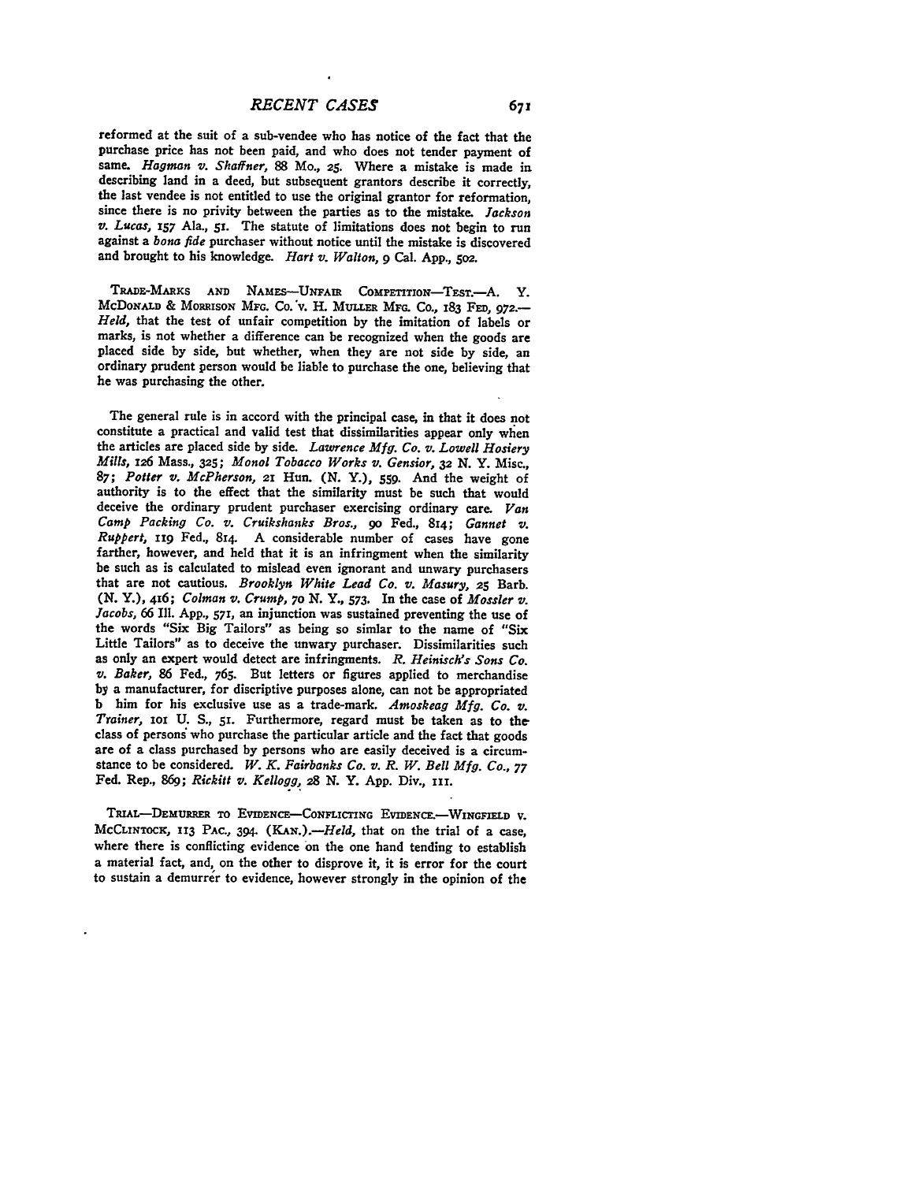reformed at the suit of a sub-vendee who has notice of the fact that the purchase price has not been paid, and who does not tender payment of same. *Hagman v. Shaffner*, 88 Mo., 25. Where a mistake is made in describing land in a deed, but subsequent grantors describe it correctly, the last vendee is not entitled to use the original grantor for reformation, since there is no privity between the parties as to the mistake. *Jackson v. Lucas*, 157 Ala., 51. The statute of limitations does not begin to run against a *bona fide* purchaser without notice until the mistake is discovered and brought to his knowledge. *Hart v. Walton*, 9 Cal. App., 502.

TRADE-MARKS AND NAMES—UNFAIR COMPETITION—TEST.—A. Y. McDONALD & MORRISON MFG. CO. v. H. MULLER MFG. CO., 183 FED, 972.—*Held*, that the test of unfair competition by the imitation of labels or marks, is not whether a difference can be recognized when the goods are placed side by side, but whether, when they are not side by side, an ordinary prudent person would be liable to purchase the one, believing that he was purchasing the other.

The general rule is in accord with the principal case, in that it does not constitute a practical and valid test that dissimilarities appear only when the articles are placed side by side. *Lawrence Mfg. Co. v. Lowell Hosiery Mills*, 126 Mass., 325; *Monol Tobacco Works v. Gensior*, 32 N. Y. Misc., 87; *Potter v. McPherson*, 21 Hun. (N. Y.), 559. And the weight of authority is to the effect that the similarity must be such that would deceive the ordinary prudent purchaser exercising ordinary care. *Van Camp Packing Co. v. Cruikshanks Bros.*, 90 Fed., 814; *Gannet v. Ruppert*, 119 Fed., 814. A considerable number of cases have gone farther, however, and held that it is an infringment when the similarity be such as is calculated to mislead even ignorant and unwary purchasers that are not cautious. *Brooklyn White Lead Co. v. Masury*, 25 Barb. (N. Y.), 416; *Colman v. Crump*, 70 N. Y., 573. In the case of *Mossler v. Jacobs*, 66 Ill. App., 571, an injunction was sustained preventing the use of the words "Six Big Tailors" as being so simlar to the name of "Six Little Tailors" as to deceive the unwary purchaser. Dissimilarities such as only an expert would detect are infringments. *R. Heinisch's Sons Co. v. Baker*, 86 Fed., 765. But letters or figures applied to merchandise by a manufacturer, for discriptive purposes alone, can not be appropriated b him for his exclusive use as a trade-mark. *Amoskeag Mfg. Co. v. Trainer*, 101 U. S., 51. Furthermore, regard must be taken as to the class of persons who purchase the particular article and the fact that goods are of a class purchased by persons who are easily deceived is a circumstance to be considered. *W. K. Fairbanks Co. v. R. W. Bell Mfg. Co.*, 77 Fed. Rep., 869; *Rickitt v. Kellogg*, 28 N. Y. App. Div., 111.

TRIAL—DEMURRER TO EVIDENCE—CONFLICTING EVIDENCE.—WINGFIELD v. McCLINTOCK, 113 PAC., 394. (KAN.).—*Held*, that on the trial of a case, where there is conflicting evidence on the one hand tending to establish a material fact, and, on the other to disprove it, it is error for the court to sustain a demurrer to evidence, however strongly in the opinion of the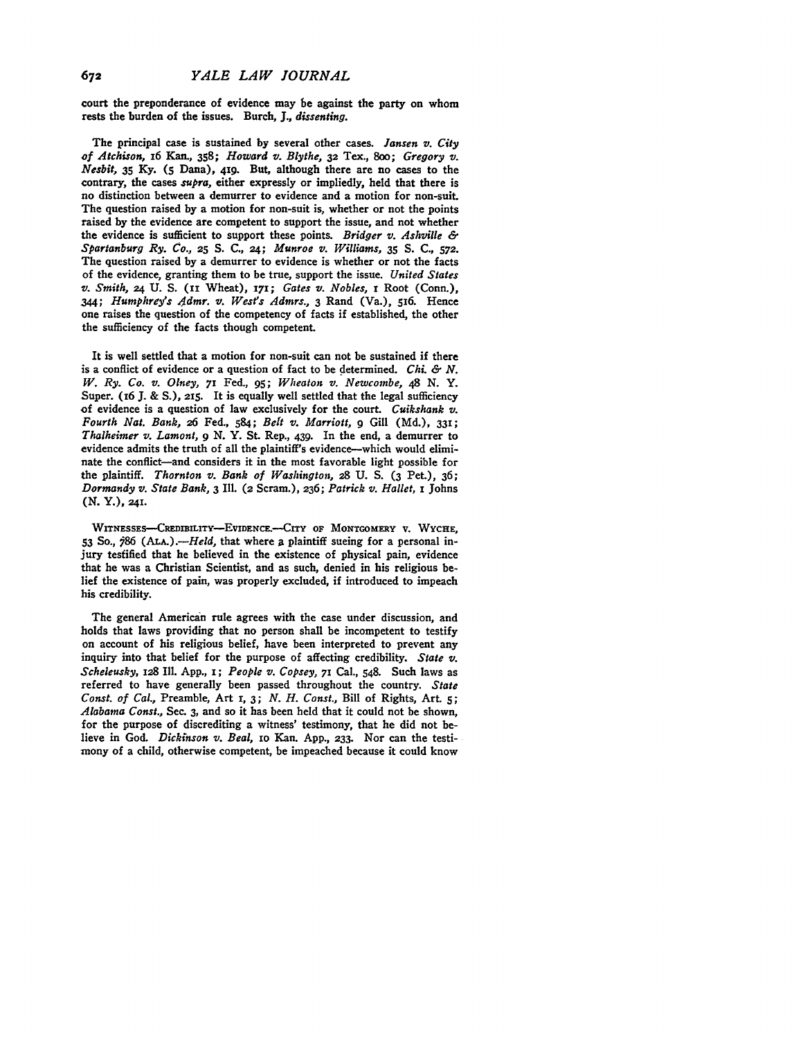court the preponderance of evidence may be against the party on whom rests the burden of the issues. Burch, J., *dissenting*.

The principal case is sustained by several other cases. *Jansen v. City of Atchison*, 16 Kan., 358; *Howard v. Blythe*, 32 Tex., 800; *Gregory v. Nesbit*, 35 Ky. (5 Dana), 419. But, although there are no cases to the contrary, the cases *supra*, either expressly or impliedly, held that there is no distinction between a demurrer to evidence and a motion for non-suit. The question raised by a motion for non-suit, is, whether or not the points raised by the evidence are competent to support the issue, and not whether the evidence is sufficient to support these points. *Bridger v. Ashville & Spartanburg Ry. Co.*, 25 S. C., 24; *Munroe v. Williams*, 35 S. C., 572. The question raised by a demurrer to evidence is whether or not the facts of the evidence, granting them to be true, support the issue. *United States v. Smith*, 24 U. S. (11 Wheat), 171; *Gates v. Nobles*, 1 Root (Conn.), 344; *Humphrey's Admr. v. West's Admrs.*, 3 Rand (Va.), 516. Hence one raises the question of the competency of facts if established, the other the sufficiency of the facts though competent.

It is well settled that a motion for non-suit can not be sustained if there is a conflict of evidence or a question of fact to be determined. *Chi. & N. W. Ry. Co. v. Olney*, 71 Fed., 95; *Wheaton v. Newcombe*, 48 N. Y. Super. (16 J. & S.), 215. It is equally well settled that the legal sufficiency of evidence is a question of law exclusively for the court. *Cuikshank v. Fourth Nat. Bank*, 26 Fed., 584; *Belt v. Marriott*, 9 Gill (Md.), 331; *Thalheimer v. Lamont*, 9 N. Y. St. Rep., 439. In the end, a demurrer to evidence admits the truth of all the plaintiff's evidence—which would eliminate the conflict—and considers it in the most favorable light possible for the plaintiff. *Thornton v. Bank of Washington*, 28 U. S. (3 Pet.), 36; *Dormandy v. State Bank*, 3 Ill. (2 Scram.), 236; *Patrick v. Hallet*, 1 Johns (N. Y.), 241.

WITNESSES—CREDIBILITY—EVIDENCE.—CITY OF MONTGOMERY v. WYCHE, 53 So., 786 (ALA.).—*Held*, that where a plaintiff sueing for a personal injury testified that he believed in the existence of physical pain, evidence that he was a Christian Scientist, and as such, denied in his religious belief the existence of pain, was properly excluded, if introduced to impeach his credibility.

The general American rule agrees with the case under discussion, and holds that laws providing that no person shall be incompetent to testify on account of his religious belief, have been interpreted to prevent any inquiry into that belief for the purpose of affecting credibility. *State v. Scheleusky*, 128 Ill. App., 1; *People v. Copsey*, 71 Cal., 548. Such laws as referred to have generally been passed throughout the country. *State Const. of Cal.*, Preamble, Art 1, 3; *N. H. Const.*, Bill of Rights, Art. 5; *Alabama Const.*, Sec. 3, and so it has been held that it could not be shown, for the purpose of discrediting a witness' testimony, that he did not believe in God. *Dickinson v. Beal*, 10 Kan. App., 233. Nor can the testimony of a child, otherwise competent, be impeached because it could know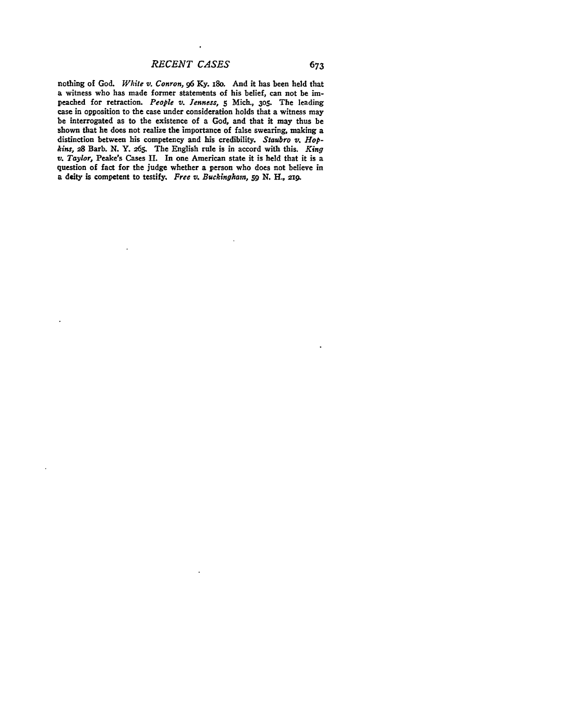nothing of God. *White v. Conron,* 96 Ky. 180. And it has been held that a witness who has made former statements of his belief, can not be impeached for retraction. *People v. Jenness,* 5 Mich., 305. The leading case in opposition to the case under consideration holds that a witness may be interrogated as to the existence of a God, and that it may thus be shown that he does not realize the importance of false swearing, making a distinction between his competency and his credibility. *Staubro v. Hopkins,* 28 Barb. N. Y. 265. The English rule is in accord with this. *King v. Taylor,* Peake's Cases II. In one American state it is held that it is a question of fact for the judge whether a person who does not believe in a deity is competent to testify. *Free v. Buckingham,* 59 N. H., 219.